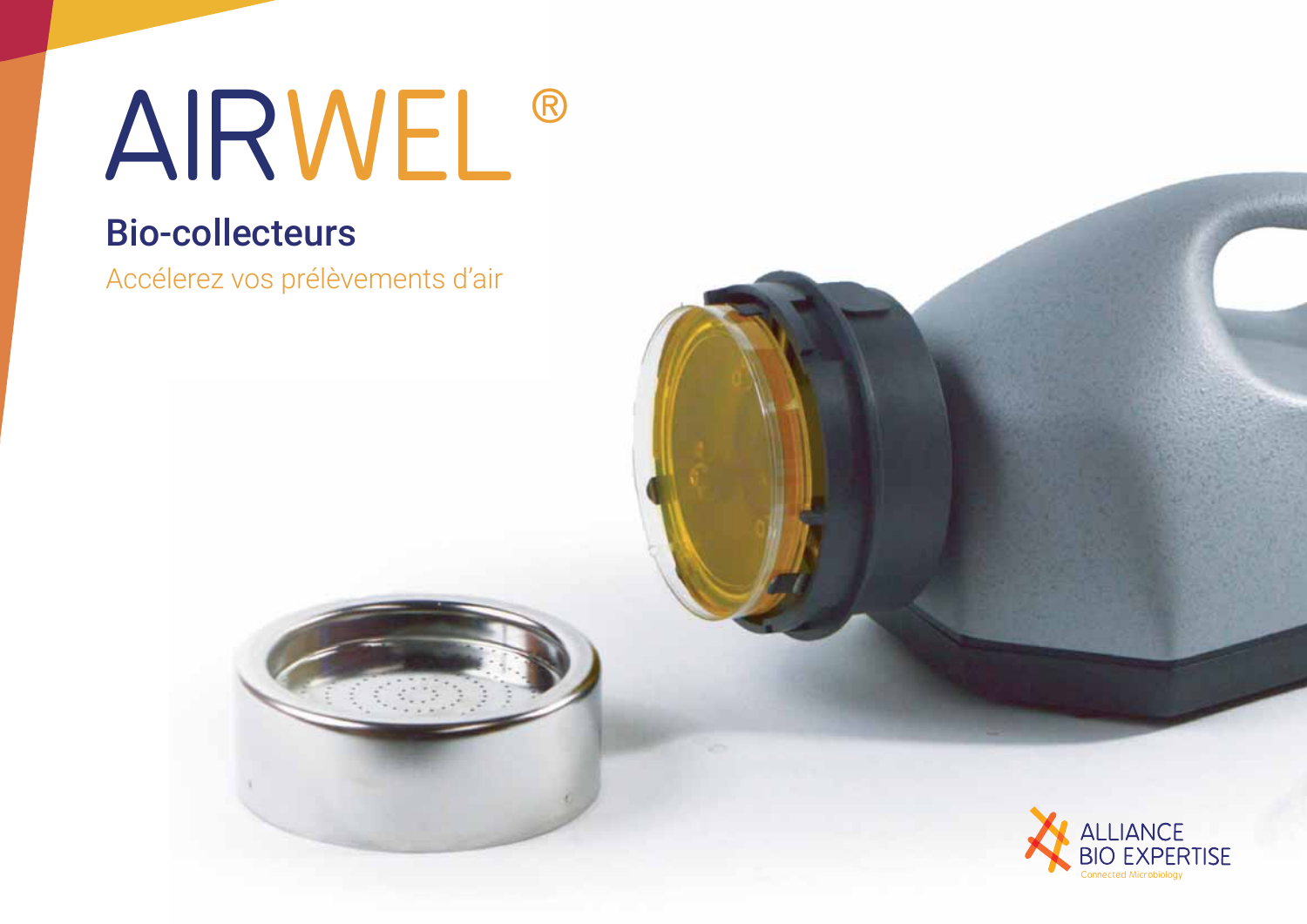# AIRWEL®

## Bio-collecteurs

Accélerez vos prélèvements d'air

ALLIANCE BIO EXPERTISE

Connected Microbiology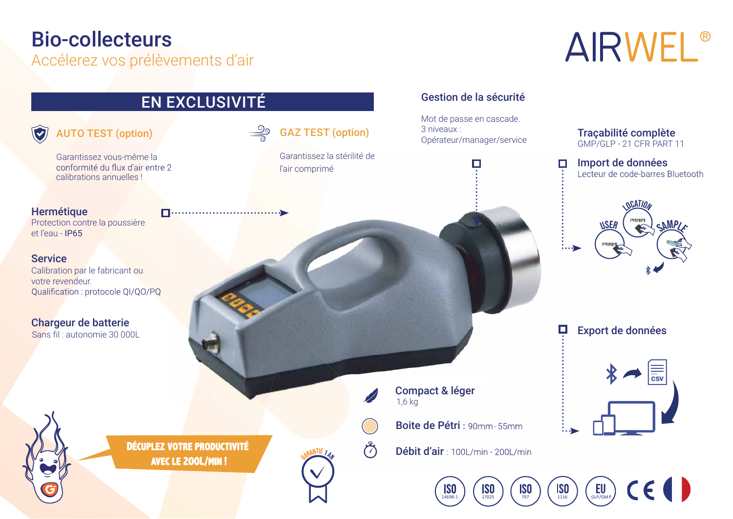# Bio-collecteurs

## Accélerez vos prélèvements d'air

AIRWEL®

## EN EXCLUSIVITÉ

### AUTO TEST (option)

Garantissez vous-même la conformité du flux d'air entre 2 calibrations annuelles !

### GAZ TEST (option)

Garantissez la stérilité de l'air comprimé

### Gestion de la sécurité

Mot de passe en cascade.
3 niveaux :
Opérateur/manager/service

### Traçabilité complète

GMP/GLP - 21 CFR PART 11

### Import de données

Lecteur de code-barres Bluetooth

LOCATION · USER · SAMPLE

### Hermétique

Protection contre la poussière et l'eau - IP65

### Service

Calibration par le fabricant ou votre revendeur.
Qualification : protocole QI/QO/PQ

### Chargeur de batterie

Sans fil : autonomie 30 000L

### Export de données

CSV

### Compact & léger

1,6 kg

**Boite de Pétri** : 90mm - 55mm

**Débit d'air** : 100L/min - 200L/min

DÉCUPLEZ VOTRE PRODUCTIVITÉ AVEC LE 200L/MIN !

GARANTIE 1 AN

ISO 14698-1 · ISO 17025 · ISO 797 · ISO 1116 · EU GLP/GMP · CE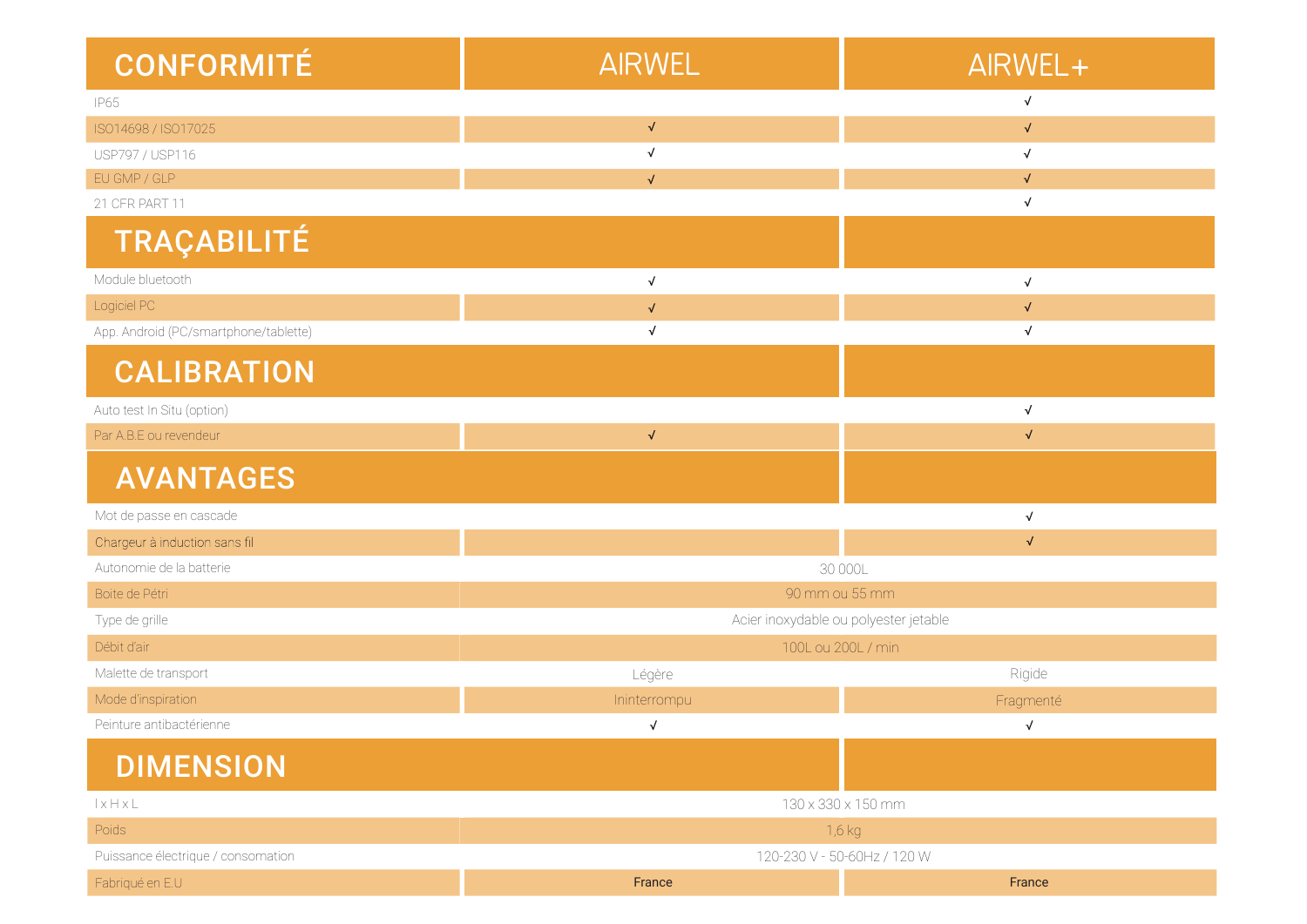| CONFORMITÉ | AIRWEL | AIRWEL+ |
|---|---|---|
| IP65 | | √ |
| ISO14698 / ISO17025 | √ | √ |
| USP797 / USP116 | √ | √ |
| EU GMP / GLP | √ | √ |
| 21 CFR PART 11 | | √ |
| **TRAÇABILITÉ** | | |
| Module bluetooth | √ | √ |
| Logiciel PC | √ | √ |
| App. Android (PC/smartphone/tablette) | √ | √ |
| **CALIBRATION** | | |
| Auto test In Situ (option) | | √ |
| Par A.B.E ou revendeur | √ | √ |
| **AVANTAGES** | | |
| Mot de passe en cascade | | √ |
| Chargeur à induction sans fil | | √ |
| Autonomie de la batterie | 30 000L | 30 000L |
| Boite de Pétri | 90 mm ou 55 mm | 90 mm ou 55 mm |
| Type de grille | Acier inoxydable ou polyester jetable | Acier inoxydable ou polyester jetable |
| Débit d'air | 100L ou 200L / min | 100L ou 200L / min |
| Malette de transport | Légère | Rigide |
| Mode d'inspiration | Ininterrompu | Fragmenté |
| Peinture antibactérienne | √ | √ |
| **DIMENSION** | | |
| l x H x L | 130 x 330 x 150 mm | 130 x 330 x 150 mm |
| Poids | 1,6 kg | 1,6 kg |
| Puissance électrique / consomation | 120-230 V - 50-60Hz / 120 W | 120-230 V - 50-60Hz / 120 W |
| Fabriqué en E.U | France | France |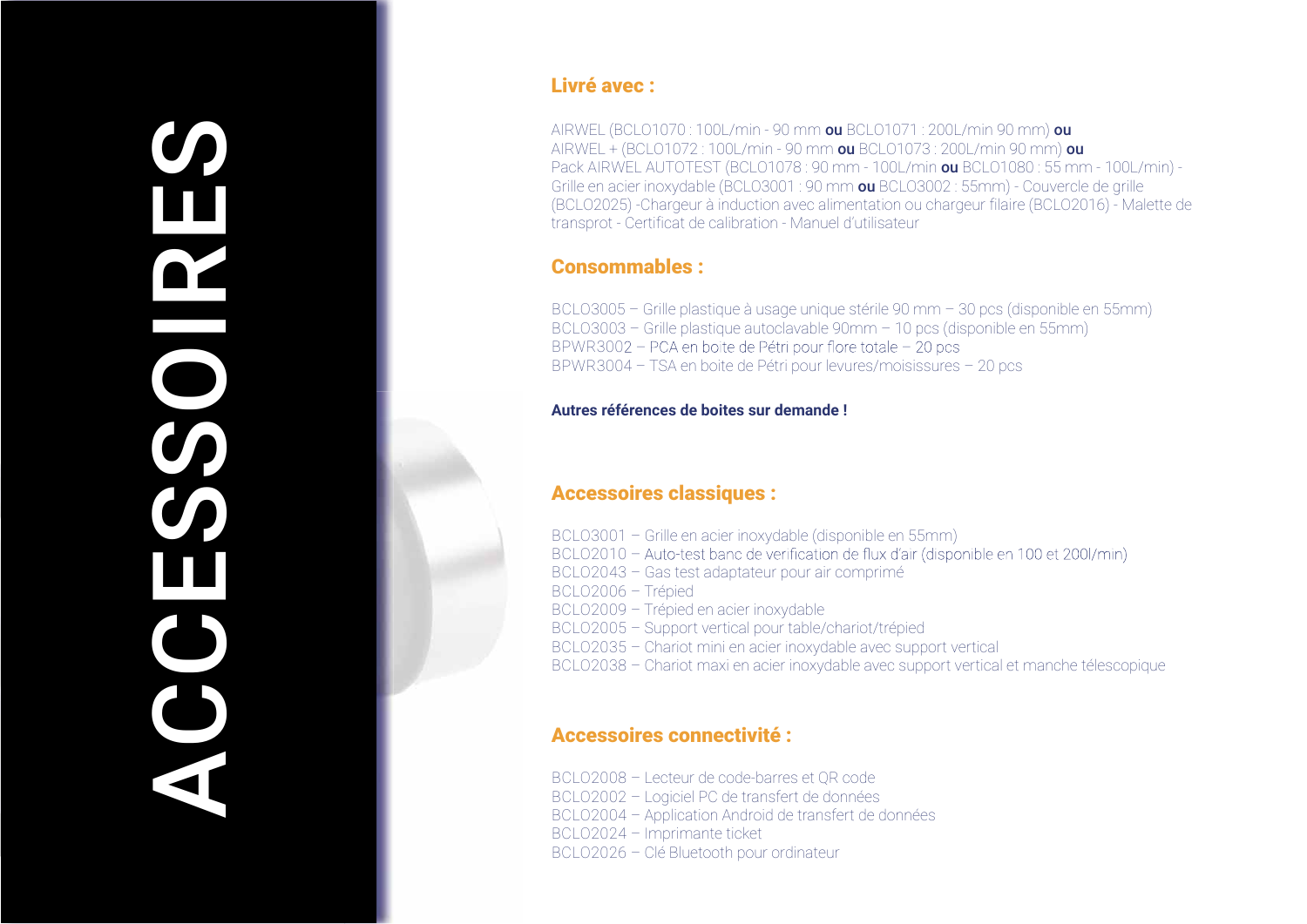# ACCESSOIRES

## Livré avec :

AIRWEL (BCLO1070 : 100L/min - 90 mm **ou** BCLO1071 : 200L/min 90 mm) **ou**
AIRWEL + (BCLO1072 : 100L/min - 90 mm **ou** BCLO1073 : 200L/min 90 mm) **ou**
Pack AIRWEL AUTOTEST (BCLO1078 : 90 mm - 100L/min **ou** BCLO1080 : 55 mm - 100L/min) - Grille en acier inoxydable (BCLO3001 : 90 mm **ou** BCLO3002 : 55mm) - Couvercle de grille (BCLO2025) -Chargeur à induction avec alimentation ou chargeur filaire (BCLO2016) - Malette de transprot - Certificat de calibration - Manuel d'utilisateur

## Consommables :

BCLO3005 – Grille plastique à usage unique stérile 90 mm – 30 pcs (disponible en 55mm)
BCLO3003 – Grille plastique autoclavable 90mm – 10 pcs (disponible en 55mm)
BPWR3002 – PCA en boite de Pétri pour flore totale – 20 pcs
BPWR3004 – TSA en boite de Pétri pour levures/moisissures – 20 pcs

**Autres références de boites sur demande !**

## Accessoires classiques :

BCLO3001 – Grille en acier inoxydable (disponible en 55mm)
BCLO2010 – Auto-test banc de verification de flux d'air (disponible en 100 et 200l/min)
BCLO2043 – Gas test adaptateur pour air comprimé
BCLO2006 – Trépied
BCLO2009 – Trépied en acier inoxydable
BCLO2005 – Support vertical pour table/chariot/trépied
BCLO2035 – Chariot mini en acier inoxydable avec support vertical
BCLO2038 – Chariot maxi en acier inoxydable avec support vertical et manche télescopique

## Accessoires connectivité :

BCLO2008 – Lecteur de code-barres et QR code
BCLO2002 – Logiciel PC de transfert de données
BCLO2004 – Application Android de transfert de données
BCLO2024 – Imprimante ticket
BCLO2026 – Clé Bluetooth pour ordinateur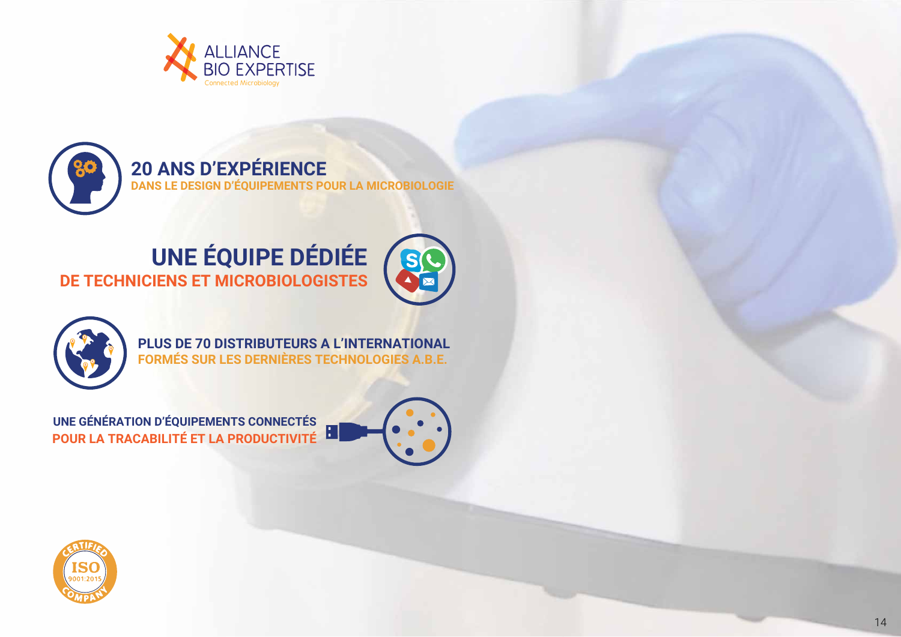ALLIANCE BIO EXPERTISE
Connected Microbiology

## 20 ANS D'EXPÉRIENCE
**DANS LE DESIGN D'ÉQUIPEMENTS POUR LA MICROBIOLOGIE**

## UNE ÉQUIPE DÉDIÉE
**DE TECHNICIENS ET MICROBIOLOGISTES**

**PLUS DE 70 DISTRIBUTEURS A L'INTERNATIONAL**
**FORMÉS SUR LES DERNIÈRES TECHNOLOGIES A.B.E.**

**UNE GÉNÉRATION D'ÉQUIPEMENTS CONNECTÉS**
**POUR LA TRACABILITÉ ET LA PRODUCTIVITÉ**

CERTIFIED ISO 9001:2015 COMPANY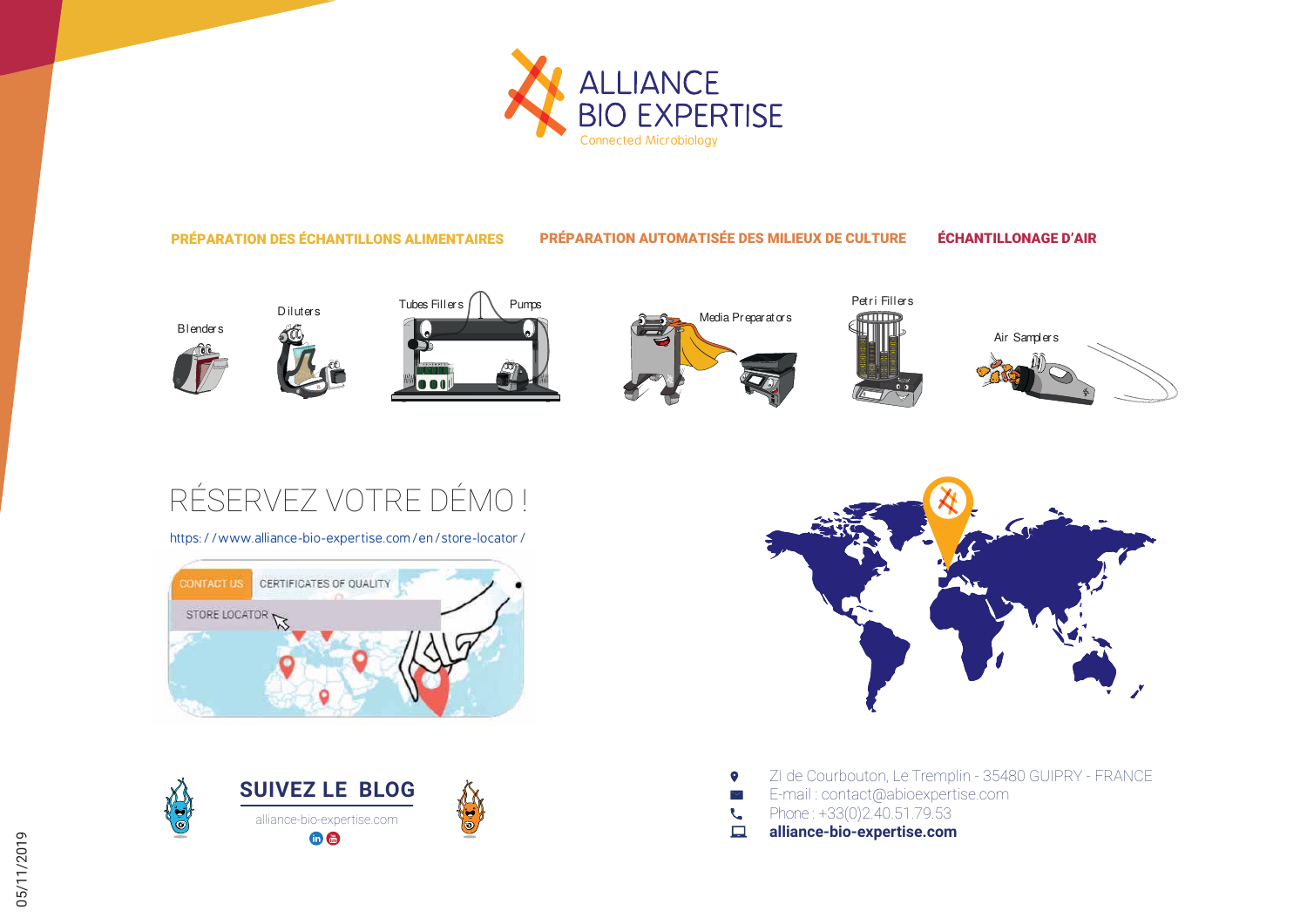# ALLIANCE BIO EXPERTISE

Connected Microbiology

**PRÉPARATION DES ÉCHANTILLONS ALIMENTAIRES**

Blenders

Diluters

Tubes Fillers

Pumps

**PRÉPARATION AUTOMATISÉE DES MILIEUX DE CULTURE**

Media Preparators

Petri Fillers

**ÉCHANTILLONAGE D'AIR**

Air Samplers

## RÉSERVEZ VOTRE DÉMO !

https://www.alliance-bio-expertise.com/en/store-locator/

CONTACT US

CERTIFICATES OF QUALITY

STORE LOCATOR

**SUIVEZ LE BLOG**

alliance-bio-expertise.com

ZI de Courbouton, Le Tremplin - 35480 GUIPRY - FRANCE

E-mail : contact@abioexpertise.com

Phone : +33(0)2.40.51.79.53

**alliance-bio-expertise.com**

05/11/2019